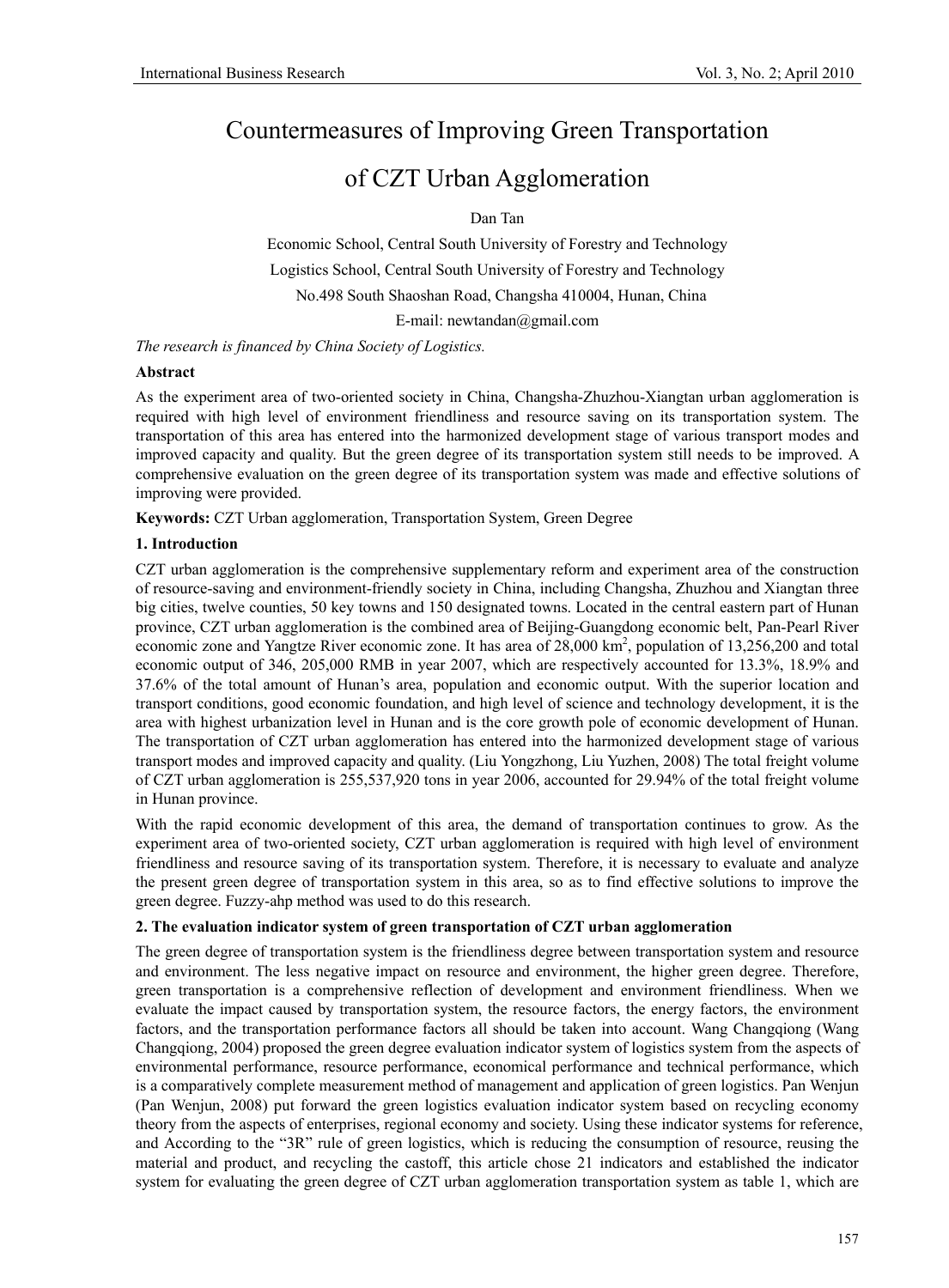# Countermeasures of Improving Green Transportation of CZT Urban Agglomeration

Dan Tan

Economic School, Central South University of Forestry and Technology

Logistics School, Central South University of Forestry and Technology

No.498 South Shaoshan Road, Changsha 410004, Hunan, China

E-mail: newtandan@gmail.com

*The research is financed by China Society of Logistics.*

**Abstract**

As the experiment area of two-oriented society in China, Changsha-Zhuzhou-Xiangtan urban agglomeration is required with high level of environment friendliness and resource saving on its transportation system. The transportation of this area has entered into the harmonized development stage of various transport modes and improved capacity and quality. But the green degree of its transportation system still needs to be improved. A comprehensive evaluation on the green degree of its transportation system was made and effective solutions of improving were provided.

**Keywords:** CZT Urban agglomeration, Transportation System, Green Degree

## 1. Introduction

CZT urban agglomeration is the comprehensive supplementary reform and experiment area of the construction of resource-saving and environment-friendly society in China, including Changsha, Zhuzhou and Xiangtan three big cities, twelve counties, 50 key towns and 150 designated towns. Located in the central eastern part of Hunan province, CZT urban agglomeration is the combined area of Beijing-Guangdong economic belt, Pan-Pearl River economic zone and Yangtze River economic zone. It has area of 28,000 km$^2$, population of 13,256,200 and total economic output of 346, 205,000 RMB in year 2007, which are respectively accounted for 13.3%, 18.9% and 37.6% of the total amount of Hunan's area, population and economic output. With the superior location and transport conditions, good economic foundation, and high level of science and technology development, it is the area with highest urbanization level in Hunan and is the core growth pole of economic development of Hunan. The transportation of CZT urban agglomeration has entered into the harmonized development stage of various transport modes and improved capacity and quality. (Liu Yongzhong, Liu Yuzhen, 2008) The total freight volume of CZT urban agglomeration is 255,537,920 tons in year 2006, accounted for 29.94% of the total freight volume in Hunan province.

With the rapid economic development of this area, the demand of transportation continues to grow. As the experiment area of two-oriented society, CZT urban agglomeration is required with high level of environment friendliness and resource saving of its transportation system. Therefore, it is necessary to evaluate and analyze the present green degree of transportation system in this area, so as to find effective solutions to improve the green degree. Fuzzy-ahp method was used to do this research.

## 2. The evaluation indicator system of green transportation of CZT urban agglomeration

The green degree of transportation system is the friendliness degree between transportation system and resource and environment. The less negative impact on resource and environment, the higher green degree. Therefore, green transportation is a comprehensive reflection of development and environment friendliness. When we evaluate the impact caused by transportation system, the resource factors, the energy factors, the environment factors, and the transportation performance factors all should be taken into account. Wang Changqiong (Wang Changqiong, 2004) proposed the green degree evaluation indicator system of logistics system from the aspects of environmental performance, resource performance, economical performance and technical performance, which is a comparatively complete measurement method of management and application of green logistics. Pan Wenjun (Pan Wenjun, 2008) put forward the green logistics evaluation indicator system based on recycling economy theory from the aspects of enterprises, regional economy and society. Using these indicator systems for reference, and According to the "3R" rule of green logistics, which is reducing the consumption of resource, reusing the material and product, and recycling the castoff, this article chose 21 indicators and established the indicator system for evaluating the green degree of CZT urban agglomeration transportation system as table 1, which are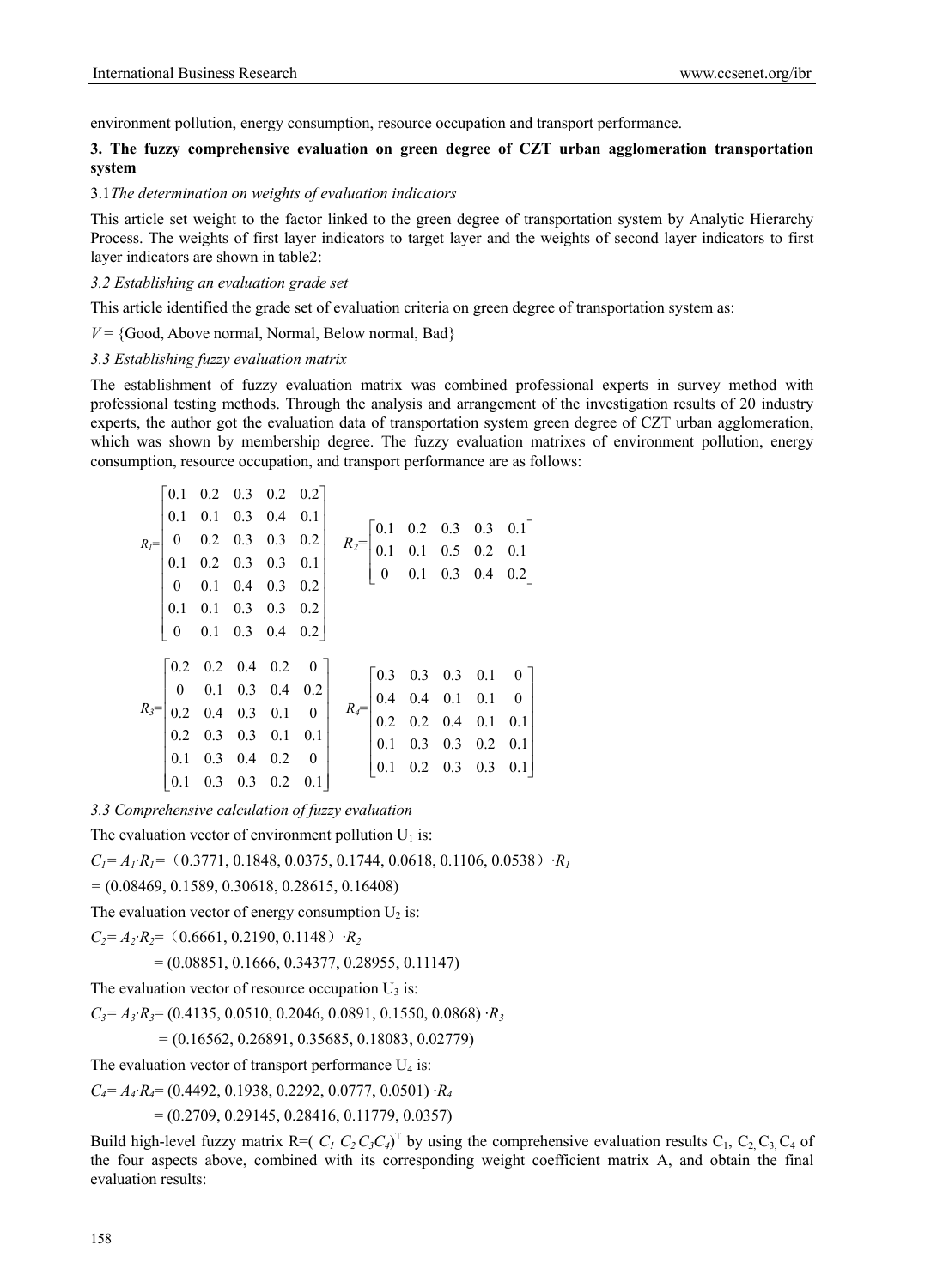environment pollution, energy consumption, resource occupation and transport performance.

## 3. The fuzzy comprehensive evaluation on green degree of CZT urban agglomeration transportation system

### 3.1 *The determination on weights of evaluation indicators*

This article set weight to the factor linked to the green degree of transportation system by Analytic Hierarchy Process. The weights of first layer indicators to target layer and the weights of second layer indicators to first layer indicators are shown in table2:

### *3.2 Establishing an evaluation grade set*

This article identified the grade set of evaluation criteria on green degree of transportation system as:

$V$ = {Good, Above normal, Normal, Below normal, Bad}

### *3.3 Establishing fuzzy evaluation matrix*

The establishment of fuzzy evaluation matrix was combined professional experts in survey method with professional testing methods. Through the analysis and arrangement of the investigation results of 20 industry experts, the author got the evaluation data of transportation system green degree of CZT urban agglomeration, which was shown by membership degree. The fuzzy evaluation matrixes of environment pollution, energy consumption, resource occupation, and transport performance are as follows:

$$R_1=\begin{bmatrix} 0.1 & 0.2 & 0.3 & 0.2 & 0.2 \\ 0.1 & 0.1 & 0.3 & 0.4 & 0.1 \\ 0 & 0.2 & 0.3 & 0.3 & 0.2 \\ 0.1 & 0.2 & 0.3 & 0.3 & 0.1 \\ 0 & 0.1 & 0.4 & 0.3 & 0.2 \\ 0.1 & 0.1 & 0.3 & 0.3 & 0.2 \\ 0 & 0.1 & 0.3 & 0.4 & 0.2 \end{bmatrix} \quad R_2=\begin{bmatrix} 0.1 & 0.2 & 0.3 & 0.3 & 0.1 \\ 0.1 & 0.1 & 0.5 & 0.2 & 0.1 \\ 0 & 0.1 & 0.3 & 0.4 & 0.2 \end{bmatrix}$$

$$R_3=\begin{bmatrix} 0.2 & 0.2 & 0.4 & 0.2 & 0 \\ 0 & 0.1 & 0.3 & 0.4 & 0.2 \\ 0.2 & 0.4 & 0.3 & 0.1 & 0 \\ 0.2 & 0.3 & 0.3 & 0.1 & 0.1 \\ 0.1 & 0.3 & 0.4 & 0.2 & 0 \\ 0.1 & 0.3 & 0.3 & 0.2 & 0.1 \end{bmatrix} \quad R_4=\begin{bmatrix} 0.3 & 0.3 & 0.3 & 0.1 & 0 \\ 0.4 & 0.4 & 0.1 & 0.1 & 0 \\ 0.2 & 0.2 & 0.4 & 0.1 & 0.1 \\ 0.1 & 0.3 & 0.3 & 0.2 & 0.1 \\ 0.1 & 0.2 & 0.3 & 0.3 & 0.1 \end{bmatrix}$$

### *3.3 Comprehensive calculation of fuzzy evaluation*

The evaluation vector of environment pollution $U_1$ is:

$C_1 = A_1 \cdot R_1 =$ (0.3771, 0.1848, 0.0375, 0.1744, 0.0618, 0.1106, 0.0538) $\cdot R_1$

= (0.08469, 0.1589, 0.30618, 0.28615, 0.16408)

The evaluation vector of energy consumption $U_2$ is:

$C_2 = A_2 \cdot R_2 =$ (0.6661, 0.2190, 0.1148) $\cdot R_2$

= (0.08851, 0.1666, 0.34377, 0.28955, 0.11147)

The evaluation vector of resource occupation $U_3$ is:

$C_3 = A_3 \cdot R_3 =$ (0.4135, 0.0510, 0.2046, 0.0891, 0.1550, 0.0868) $\cdot R_3$

= (0.16562, 0.26891, 0.35685, 0.18083, 0.02779)

The evaluation vector of transport performance $U_4$ is:

$C_4 = A_4 \cdot R_4 =$ (0.4492, 0.1938, 0.2292, 0.0777, 0.0501) $\cdot R_4$

= (0.2709, 0.29145, 0.28416, 0.11779, 0.0357)

Build high-level fuzzy matrix R=$(C_1\ C_2\ C_3 C_4)^T$ by using the comprehensive evaluation results $C_1$, $C_2$, $C_3$, $C_4$ of the four aspects above, combined with its corresponding weight coefficient matrix A, and obtain the final evaluation results: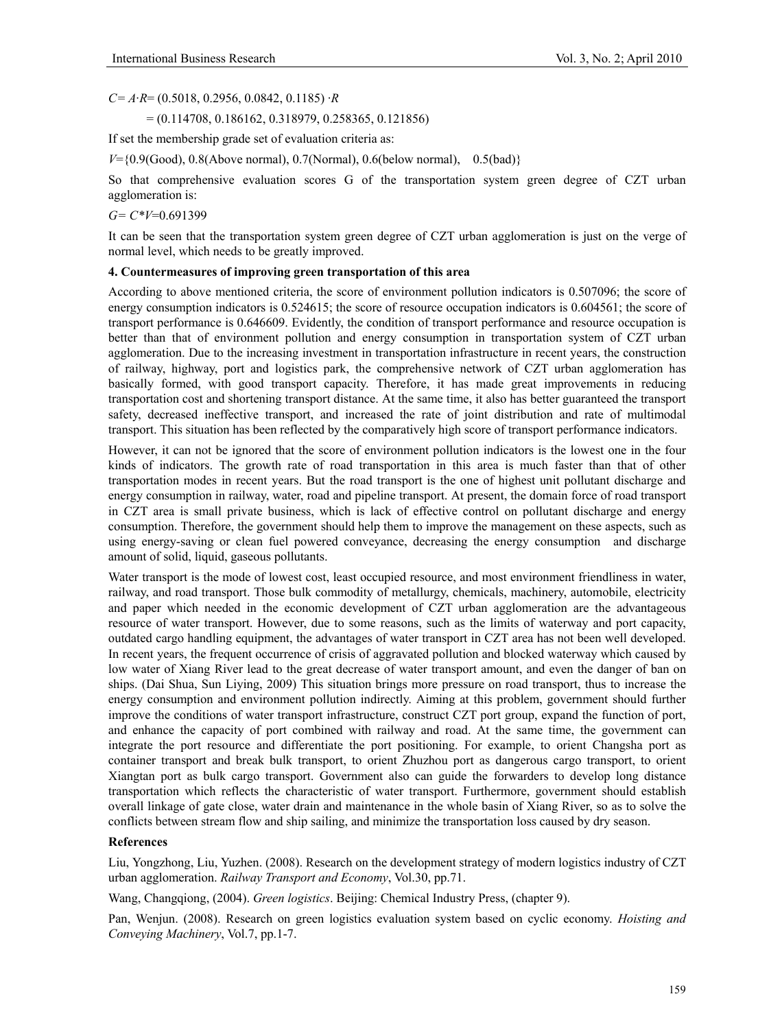$C= A{\cdot}R= (0.5018, 0.2956, 0.0842, 0.1185) \cdot R$

$= (0.114708, 0.186162, 0.318979, 0.258365, 0.121856)$

If set the membership grade set of evaluation criteria as:

$V$={0.9(Good), 0.8(Above normal), 0.7(Normal), 0.6(below normal), 0.5(bad)}

So that comprehensive evaluation scores G of the transportation system green degree of CZT urban agglomeration is:

$G= C*V$=0.691399

It can be seen that the transportation system green degree of CZT urban agglomeration is just on the verge of normal level, which needs to be greatly improved.

**4. Countermeasures of improving green transportation of this area**

According to above mentioned criteria, the score of environment pollution indicators is 0.507096; the score of energy consumption indicators is 0.524615; the score of resource occupation indicators is 0.604561; the score of transport performance is 0.646609. Evidently, the condition of transport performance and resource occupation is better than that of environment pollution and energy consumption in transportation system of CZT urban agglomeration. Due to the increasing investment in transportation infrastructure in recent years, the construction of railway, highway, port and logistics park, the comprehensive network of CZT urban agglomeration has basically formed, with good transport capacity. Therefore, it has made great improvements in reducing transportation cost and shortening transport distance. At the same time, it also has better guaranteed the transport safety, decreased ineffective transport, and increased the rate of joint distribution and rate of multimodal transport. This situation has been reflected by the comparatively high score of transport performance indicators.

However, it can not be ignored that the score of environment pollution indicators is the lowest one in the four kinds of indicators. The growth rate of road transportation in this area is much faster than that of other transportation modes in recent years. But the road transport is the one of highest unit pollutant discharge and energy consumption in railway, water, road and pipeline transport. At present, the domain force of road transport in CZT area is small private business, which is lack of effective control on pollutant discharge and energy consumption. Therefore, the government should help them to improve the management on these aspects, such as using energy-saving or clean fuel powered conveyance, decreasing the energy consumption and discharge amount of solid, liquid, gaseous pollutants.

Water transport is the mode of lowest cost, least occupied resource, and most environment friendliness in water, railway, and road transport. Those bulk commodity of metallurgy, chemicals, machinery, automobile, electricity and paper which needed in the economic development of CZT urban agglomeration are the advantageous resource of water transport. However, due to some reasons, such as the limits of waterway and port capacity, outdated cargo handling equipment, the advantages of water transport in CZT area has not been well developed. In recent years, the frequent occurrence of crisis of aggravated pollution and blocked waterway which caused by low water of Xiang River lead to the great decrease of water transport amount, and even the danger of ban on ships. (Dai Shua, Sun Liying, 2009) This situation brings more pressure on road transport, thus to increase the energy consumption and environment pollution indirectly. Aiming at this problem, government should further improve the conditions of water transport infrastructure, construct CZT port group, expand the function of port, and enhance the capacity of port combined with railway and road. At the same time, the government can integrate the port resource and differentiate the port positioning. For example, to orient Changsha port as container transport and break bulk transport, to orient Zhuzhou port as dangerous cargo transport, to orient Xiangtan port as bulk cargo transport. Government also can guide the forwarders to develop long distance transportation which reflects the characteristic of water transport. Furthermore, government should establish overall linkage of gate close, water drain and maintenance in the whole basin of Xiang River, so as to solve the conflicts between stream flow and ship sailing, and minimize the transportation loss caused by dry season.

**References**

Liu, Yongzhong, Liu, Yuzhen. (2008). Research on the development strategy of modern logistics industry of CZT urban agglomeration. *Railway Transport and Economy*, Vol.30, pp.71.

Wang, Changqiong, (2004). *Green logistics*. Beijing: Chemical Industry Press, (chapter 9).

Pan, Wenjun. (2008). Research on green logistics evaluation system based on cyclic economy. *Hoisting and Conveying Machinery*, Vol.7, pp.1-7.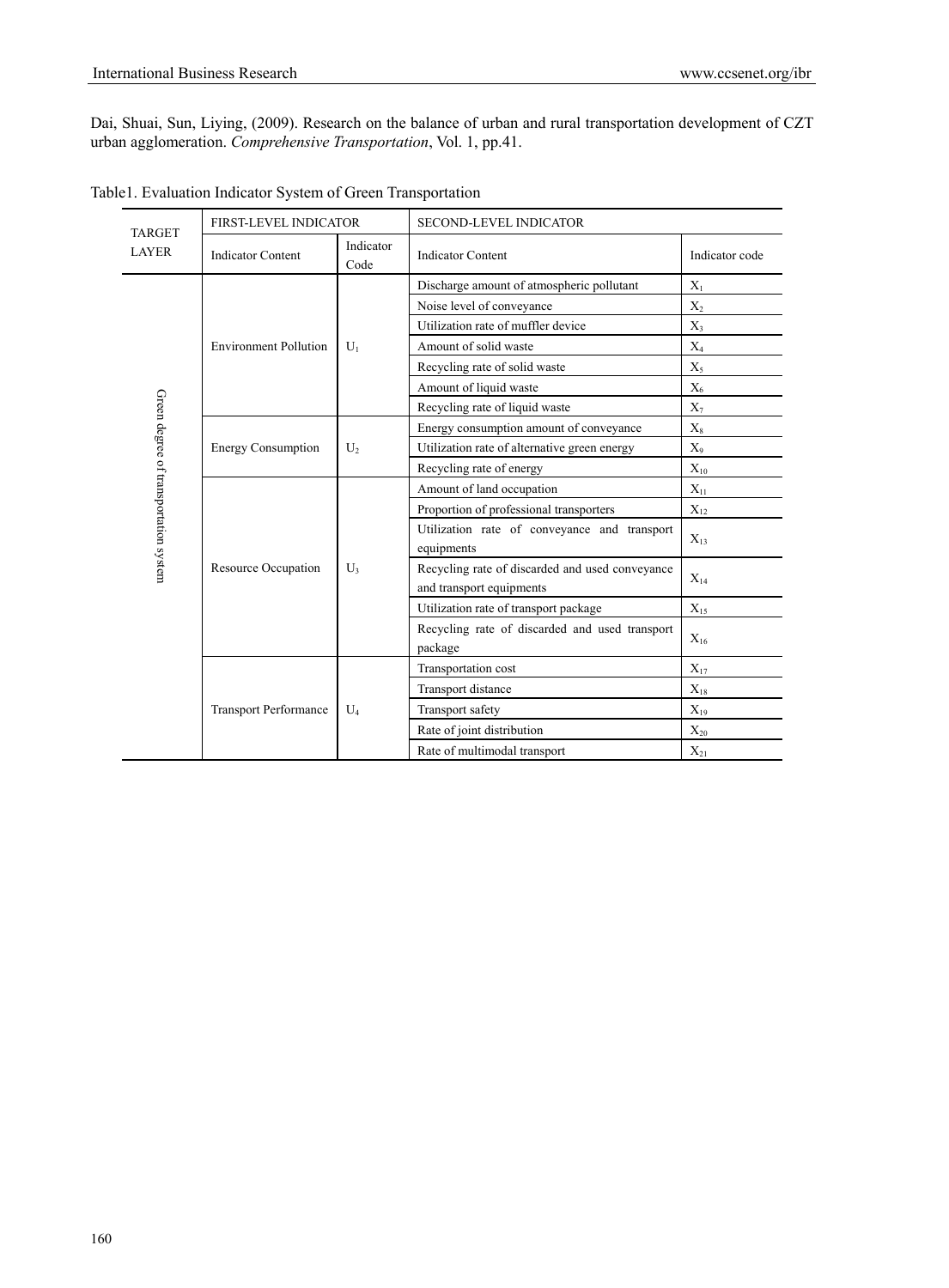Dai, Shuai, Sun, Liying, (2009). Research on the balance of urban and rural transportation development of CZT urban agglomeration. *Comprehensive Transportation*, Vol. 1, pp.41.

Table1. Evaluation Indicator System of Green Transportation

| TARGET LAYER | FIRST-LEVEL INDICATOR | | SECOND-LEVEL INDICATOR | |
|---|---|---|---|---|
| | Indicator Content | Indicator Code | Indicator Content | Indicator code |
| Green degree of transportation system | Environment Pollution | $U_1$ | Discharge amount of atmospheric pollutant | $X_1$ |
| | | | Noise level of conveyance | $X_2$ |
| | | | Utilization rate of muffler device | $X_3$ |
| | | | Amount of solid waste | $X_4$ |
| | | | Recycling rate of solid waste | $X_5$ |
| | | | Amount of liquid waste | $X_6$ |
| | | | Recycling rate of liquid waste | $X_7$ |
| | Energy Consumption | $U_2$ | Energy consumption amount of conveyance | $X_8$ |
| | | | Utilization rate of alternative green energy | $X_9$ |
| | | | Recycling rate of energy | $X_{10}$ |
| | Resource Occupation | $U_3$ | Amount of land occupation | $X_{11}$ |
| | | | Proportion of professional transporters | $X_{12}$ |
| | | | Utilization rate of conveyance and transport equipments | $X_{13}$ |
| | | | Recycling rate of discarded and used conveyance and transport equipments | $X_{14}$ |
| | | | Utilization rate of transport package | $X_{15}$ |
| | | | Recycling rate of discarded and used transport package | $X_{16}$ |
| | Transport Performance | $U_4$ | Transportation cost | $X_{17}$ |
| | | | Transport distance | $X_{18}$ |
| | | | Transport safety | $X_{19}$ |
| | | | Rate of joint distribution | $X_{20}$ |
| | | | Rate of multimodal transport | $X_{21}$ |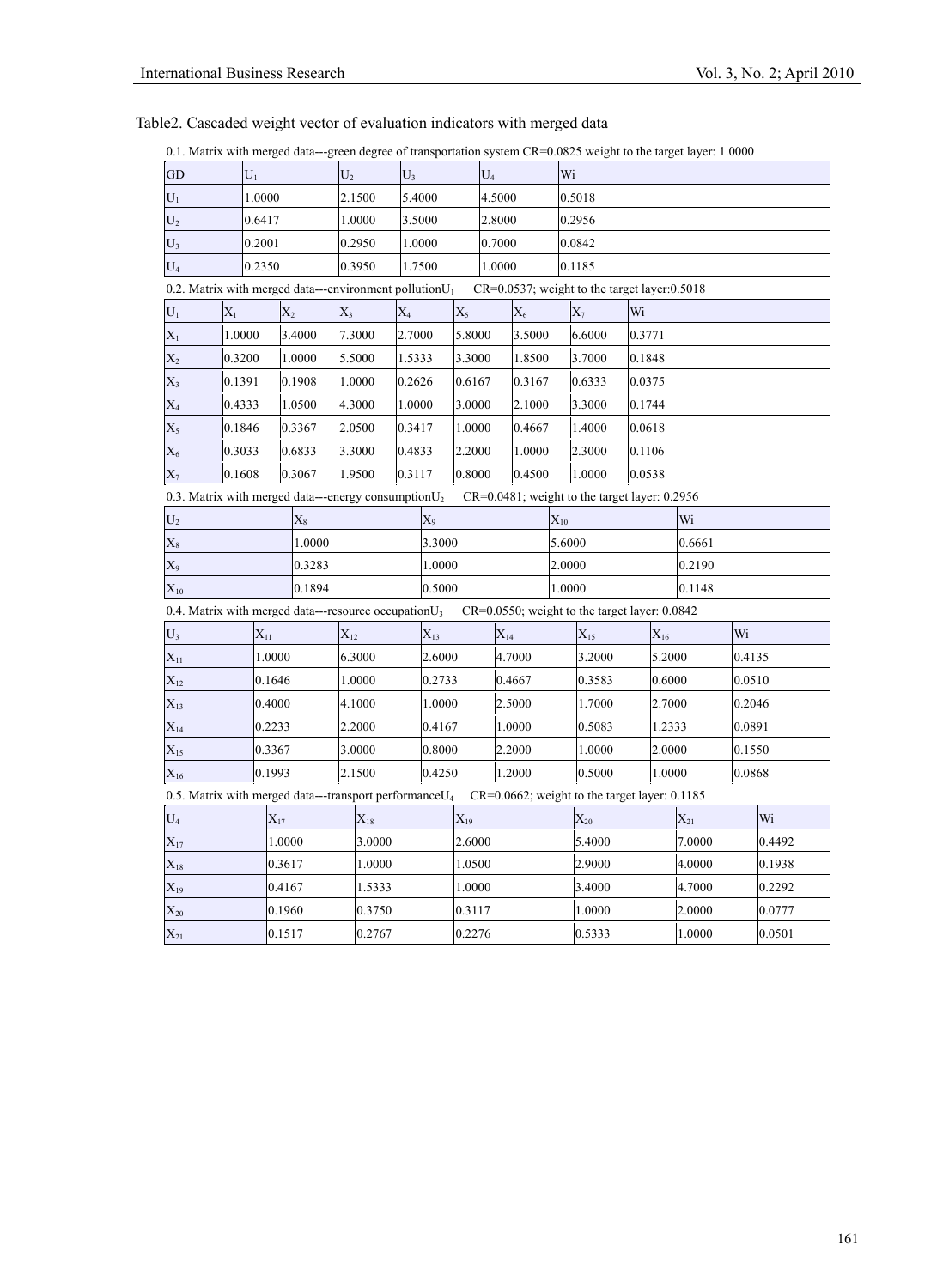Table2. Cascaded weight vector of evaluation indicators with merged data

0.1. Matrix with merged data---green degree of transportation system CR=0.0825 weight to the target layer: 1.0000

| GD | $U_1$ | $U_2$ | $U_3$ | $U_4$ | Wi |
|---|---|---|---|---|---|
| $U_1$ | 1.0000 | 2.1500 | 5.4000 | 4.5000 | 0.5018 |
| $U_2$ | 0.6417 | 1.0000 | 3.5000 | 2.8000 | 0.2956 |
| $U_3$ | 0.2001 | 0.2950 | 1.0000 | 0.7000 | 0.0842 |
| $U_4$ | 0.2350 | 0.3950 | 1.7500 | 1.0000 | 0.1185 |

0.2. Matrix with merged data---environment pollution$U_1$ CR=0.0537; weight to the target layer:0.5018

| $U_1$ | $X_1$ | $X_2$ | $X_3$ | $X_4$ | $X_5$ | $X_6$ | $X_7$ | Wi |
|---|---|---|---|---|---|---|---|---|
| $X_1$ | 1.0000 | 3.4000 | 7.3000 | 2.7000 | 5.8000 | 3.5000 | 6.6000 | 0.3771 |
| $X_2$ | 0.3200 | 1.0000 | 5.5000 | 1.5333 | 3.3000 | 1.8500 | 3.7000 | 0.1848 |
| $X_3$ | 0.1391 | 0.1908 | 1.0000 | 0.2626 | 0.6167 | 0.3167 | 0.6333 | 0.0375 |
| $X_4$ | 0.4333 | 1.0500 | 4.3000 | 1.0000 | 3.0000 | 2.1000 | 3.3000 | 0.1744 |
| $X_5$ | 0.1846 | 0.3367 | 2.0500 | 0.3417 | 1.0000 | 0.4667 | 1.4000 | 0.0618 |
| $X_6$ | 0.3033 | 0.6833 | 3.3000 | 0.4833 | 2.2000 | 1.0000 | 2.3000 | 0.1106 |
| $X_7$ | 0.1608 | 0.3067 | 1.9500 | 0.3117 | 0.8000 | 0.4500 | 1.0000 | 0.0538 |

0.3. Matrix with merged data---energy consumption$U_2$ CR=0.0481; weight to the target layer: 0.2956

| $U_2$ | $X_8$ | $X_9$ | $X_{10}$ | Wi |
|---|---|---|---|---|
| $X_8$ | 1.0000 | 3.3000 | 5.6000 | 0.6661 |
| $X_9$ | 0.3283 | 1.0000 | 2.0000 | 0.2190 |
| $X_{10}$ | 0.1894 | 0.5000 | 1.0000 | 0.1148 |

0.4. Matrix with merged data---resource occupation$U_3$ CR=0.0550; weight to the target layer: 0.0842

| $U_3$ | $X_{11}$ | $X_{12}$ | $X_{13}$ | $X_{14}$ | $X_{15}$ | $X_{16}$ | Wi |
|---|---|---|---|---|---|---|---|
| $X_{11}$ | 1.0000 | 6.3000 | 2.6000 | 4.7000 | 3.2000 | 5.2000 | 0.4135 |
| $X_{12}$ | 0.1646 | 1.0000 | 0.2733 | 0.4667 | 0.3583 | 0.6000 | 0.0510 |
| $X_{13}$ | 0.4000 | 4.1000 | 1.0000 | 2.5000 | 1.7000 | 2.7000 | 0.2046 |
| $X_{14}$ | 0.2233 | 2.2000 | 0.4167 | 1.0000 | 0.5083 | 1.2333 | 0.0891 |
| $X_{15}$ | 0.3367 | 3.0000 | 0.8000 | 2.2000 | 1.0000 | 2.0000 | 0.1550 |
| $X_{16}$ | 0.1993 | 2.1500 | 0.4250 | 1.2000 | 0.5000 | 1.0000 | 0.0868 |

0.5. Matrix with merged data---transport performance$U_4$ CR=0.0662; weight to the target layer: 0.1185

| $U_4$ | $X_{17}$ | $X_{18}$ | $X_{19}$ | $X_{20}$ | $X_{21}$ | Wi |
|---|---|---|---|---|---|---|
| $X_{17}$ | 1.0000 | 3.0000 | 2.6000 | 5.4000 | 7.0000 | 0.4492 |
| $X_{18}$ | 0.3617 | 1.0000 | 1.0500 | 2.9000 | 4.0000 | 0.1938 |
| $X_{19}$ | 0.4167 | 1.5333 | 1.0000 | 3.4000 | 4.7000 | 0.2292 |
| $X_{20}$ | 0.1960 | 0.3750 | 0.3117 | 1.0000 | 2.0000 | 0.0777 |
| $X_{21}$ | 0.1517 | 0.2767 | 0.2276 | 0.5333 | 1.0000 | 0.0501 |